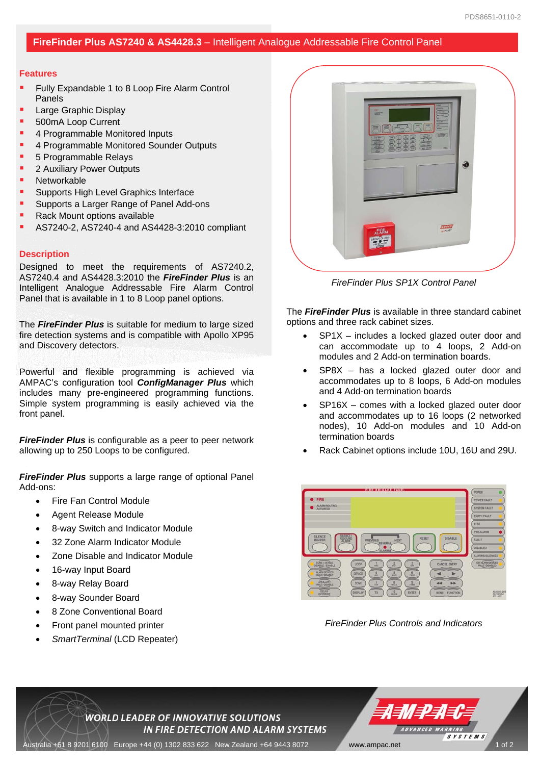# **FireFinder Plus AS7240 & AS4428.3** – Intelligent Analogue Addressable Fire Control Panel

## Features

- Fully Expandable 1 to 8 Loop Fire Alarm Control Panels
- Large Graphic Display
- 500mA Loop Current
- 4 Programmable Monitored Inputs
- 4 Programmable Monitored Sounder Outputs
- 5 Programmable Relays
- 2 Auxiliary Power Outputs
- Networkable
- Supports High Level Graphics Interface
- Supports a Larger Range of Panel Add-ons
- Rack Mount options available
- AS7240-2, AS7240-4 and AS4428-3:2010 compliant

## Description

Designed to meet the requirements of AS7240.2, AS7240.4 and AS4428.3:2010 the ***FireFinder Plus*** is an Intelligent Analogue Addressable Fire Alarm Control Panel that is available in 1 to 8 Loop panel options.

The ***FireFinder Plus*** is suitable for medium to large sized fire detection systems and is compatible with Apollo XP95 and Discovery detectors.

Powerful and flexible programming is achieved via AMPAC's configuration tool ***ConfigManager Plus*** which includes many pre-engineered programming functions. Simple system programming is easily achieved via the front panel.

***FireFinder Plus*** is configurable as a peer to peer network allowing up to 250 Loops to be configured.

***FireFinder Plus*** supports a large range of optional Panel Add-ons:

- Fire Fan Control Module
- Agent Release Module
- 8-way Switch and Indicator Module
- 32 Zone Alarm Indicator Module
- Zone Disable and Indicator Module
- 16-way Input Board
- 8-way Relay Board
- 8-way Sounder Board
- 8 Zone Conventional Board
- Front panel mounted printer
- *SmartTerminal* (LCD Repeater)

*FireFinder Plus SP1X Control Panel*

The ***FireFinder Plus*** is available in three standard cabinet options and three rack cabinet sizes.

- SP1X – includes a locked glazed outer door and can accommodate up to 4 loops, 2 Add-on modules and 2 Add-on termination boards.
- SP8X – has a locked glazed outer door and accommodates up to 8 loops, 6 Add-on modules and 4 Add-on termination boards
- SP16X – comes with a locked glazed outer door and accommodates up to 16 loops (2 networked nodes), 10 Add-on modules and 10 Add-on termination boards
- Rack Cabinet options include 10U, 16U and 29U.

*FireFinder Plus Controls and Indicators*

**WORLD LEADER OF INNOVATIVE SOLUTIONS IN FIRE DETECTION AND ALARM SYSTEMS**

Australia +61 8 9201 6100 Europe +44 (0) 1302 833 622 New Zealand +64 9443 8072 www.ampac.net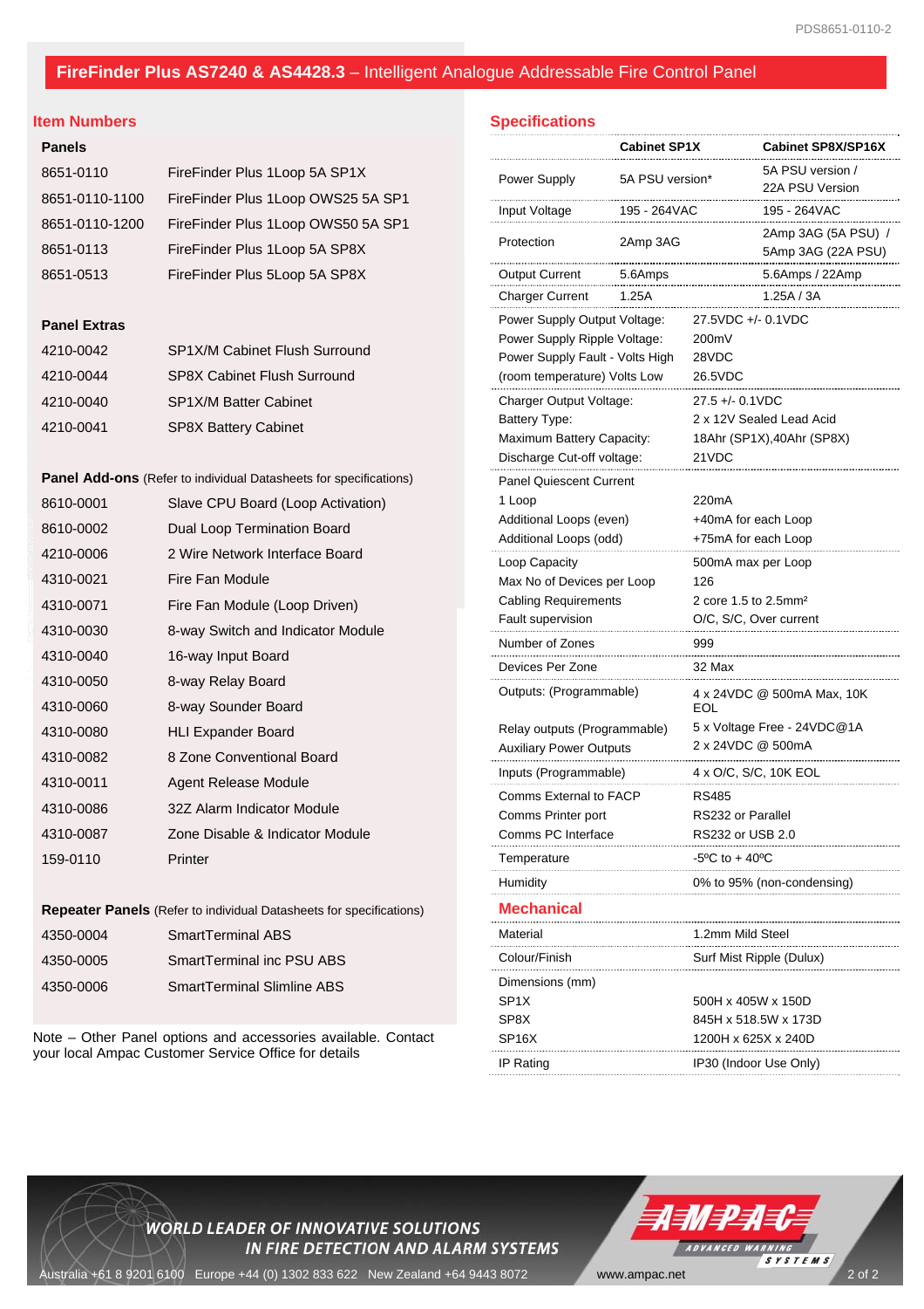# FireFinder Plus AS7240 & AS4428.3 – Intelligent Analogue Addressable Fire Control Panel

## Item Numbers

### Panels

| | |
|---|---|
| 8651-0110 | FireFinder Plus 1Loop 5A SP1X |
| 8651-0110-1100 | FireFinder Plus 1Loop OWS25 5A SP1 |
| 8651-0110-1200 | FireFinder Plus 1Loop OWS50 5A SP1 |
| 8651-0113 | FireFinder Plus 1Loop 5A SP8X |
| 8651-0513 | FireFinder Plus 5Loop 5A SP8X |

### Panel Extras

| | |
|---|---|
| 4210-0042 | SP1X/M Cabinet Flush Surround |
| 4210-0044 | SP8X Cabinet Flush Surround |
| 4210-0040 | SP1X/M Batter Cabinet |
| 4210-0041 | SP8X Battery Cabinet |

### Panel Add-ons (Refer to individual Datasheets for specifications)

| | |
|---|---|
| 8610-0001 | Slave CPU Board (Loop Activation) |
| 8610-0002 | Dual Loop Termination Board |
| 4210-0006 | 2 Wire Network Interface Board |
| 4310-0021 | Fire Fan Module |
| 4310-0071 | Fire Fan Module (Loop Driven) |
| 4310-0030 | 8-way Switch and Indicator Module |
| 4310-0040 | 16-way Input Board |
| 4310-0050 | 8-way Relay Board |
| 4310-0060 | 8-way Sounder Board |
| 4310-0080 | HLI Expander Board |
| 4310-0082 | 8 Zone Conventional Board |
| 4310-0011 | Agent Release Module |
| 4310-0086 | 32Z Alarm Indicator Module |
| 4310-0087 | Zone Disable & Indicator Module |
| 159-0110 | Printer |

### Repeater Panels (Refer to individual Datasheets for specifications)

| | |
|---|---|
| 4350-0004 | SmartTerminal ABS |
| 4350-0005 | SmartTerminal inc PSU ABS |
| 4350-0006 | SmartTerminal Slimline ABS |

Note – Other Panel options and accessories available. Contact your local Ampac Customer Service Office for details

## Specifications

| | Cabinet SP1X | Cabinet SP8X/SP16X |
|---|---|---|
| Power Supply | 5A PSU version* | 5A PSU version / 22A PSU Version |
| Input Voltage | 195 - 264VAC | 195 - 264VAC |
| Protection | 2Amp 3AG | 2Amp 3AG (5A PSU) / 5Amp 3AG (22A PSU) |
| Output Current | 5.6Amps | 5.6Amps / 22Amp |
| Charger Current | 1.25A | 1.25A / 3A |

| | |
|---|---|
| Power Supply Output Voltage: | 27.5VDC +/- 0.1VDC |
| Power Supply Ripple Voltage: | 200mV |
| Power Supply Fault - Volts High | 28VDC |
| (room temperature) Volts Low | 26.5VDC |
| Charger Output Voltage: | 27.5 +/- 0.1VDC |
| Battery Type: | 2 x 12V Sealed Lead Acid |
| Maximum Battery Capacity: | 18Ahr (SP1X),40Ahr (SP8X) |
| Discharge Cut-off voltage: | 21VDC |
| Panel Quiescent Current | |
| 1 Loop | 220mA |
| Additional Loops (even) | +40mA for each Loop |
| Additional Loops (odd) | +75mA for each Loop |
| Loop Capacity | 500mA max per Loop |
| Max No of Devices per Loop | 126 |
| Cabling Requirements | 2 core 1.5 to 2.5mm² |
| Fault supervision | O/C, S/C, Over current |
| Number of Zones | 999 |
| Devices Per Zone | 32 Max |
| Outputs: (Programmable) | 4 x 24VDC @ 500mA Max, 10K EOL |
| Relay outputs (Programmable) | 5 x Voltage Free - 24VDC@1A |
| Auxiliary Power Outputs | 2 x 24VDC @ 500mA |
| Inputs (Programmable) | 4 x O/C, S/C, 10K EOL |
| Comms External to FACP | RS485 |
| Comms Printer port | RS232 or Parallel |
| Comms PC Interface | RS232 or USB 2.0 |
| Temperature | -5ºC to + 40ºC |
| Humidity | 0% to 95% (non-condensing) |

## Mechanical

| | |
|---|---|
| Material | 1.2mm Mild Steel |
| Colour/Finish | Surf Mist Ripple (Dulux) |
| Dimensions (mm) | |
| SP1X | 500H x 405W x 150D |
| SP8X | 845H x 518.5W x 173D |
| SP16X | 1200H x 625X x 240D |
| IP Rating | IP30 (Indoor Use Only) |

WORLD LEADER OF INNOVATIVE SOLUTIONS IN FIRE DETECTION AND ALARM SYSTEMS

Australia +61 8 9201 6100 Europe +44 (0) 1302 833 622 New Zealand +64 9443 8072 www.ampac.net